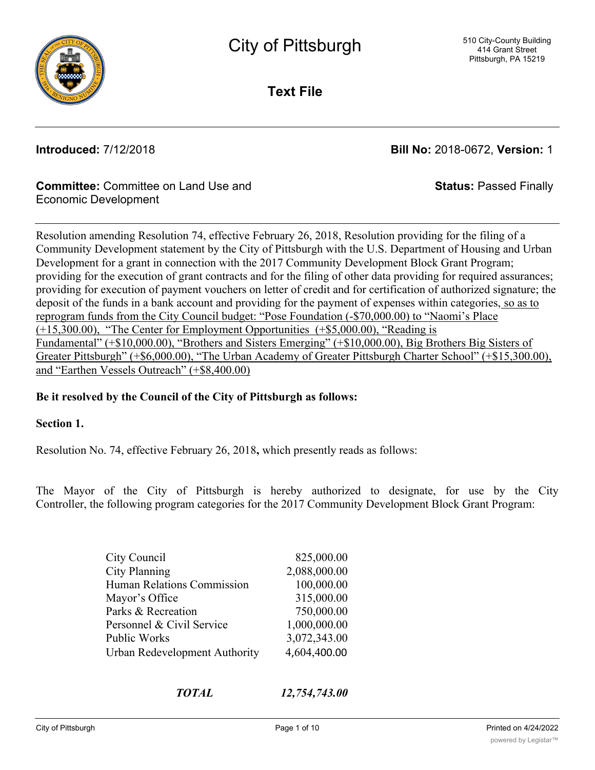# City of Pittsburgh

510 City-County Building
414 Grant Street
Pittsburgh, PA 15219

## Text File

**Introduced:** 7/12/2018 **Bill No:** 2018-0672, **Version:** 1

**Committee:** Committee on Land Use and Economic Development **Status:** Passed Finally

---

Resolution amending Resolution 74, effective February 26, 2018, Resolution providing for the filing of a Community Development statement by the City of Pittsburgh with the U.S. Department of Housing and Urban Development for a grant in connection with the 2017 Community Development Block Grant Program; providing for the execution of grant contracts and for the filing of other data providing for required assurances; providing for execution of payment vouchers on letter of credit and for certification of authorized signature; the deposit of the funds in a bank account and providing for the payment of expenses within categories, so as to reprogram funds from the City Council budget: "Pose Foundation (-$70,000.00) to "Naomi's Place (+15,300.00), "The Center for Employment Opportunities (+$5,000.00), "Reading is Fundamental" (+$10,000.00), "Brothers and Sisters Emerging" (+$10,000.00), Big Brothers Big Sisters of Greater Pittsburgh" (+$6,000.00), "The Urban Academy of Greater Pittsburgh Charter School" (+$15,300.00), and "Earthen Vessels Outreach" (+$8,400.00)

**Be it resolved by the Council of the City of Pittsburgh as follows:**

**Section 1.**

Resolution No. 74, effective February 26, 2018**,** which presently reads as follows:

The Mayor of the City of Pittsburgh is hereby authorized to designate, for use by the City Controller, the following program categories for the 2017 Community Development Block Grant Program:

| | |
|---|---:|
| City Council | 825,000.00 |
| City Planning | 2,088,000.00 |
| Human Relations Commission | 100,000.00 |
| Mayor's Office | 315,000.00 |
| Parks & Recreation | 750,000.00 |
| Personnel & Civil Service | 1,000,000.00 |
| Public Works | 3,072,343.00 |
| Urban Redevelopment Authority | 4,604,400.00 |
| ***TOTAL*** | ***12,754,743.00*** |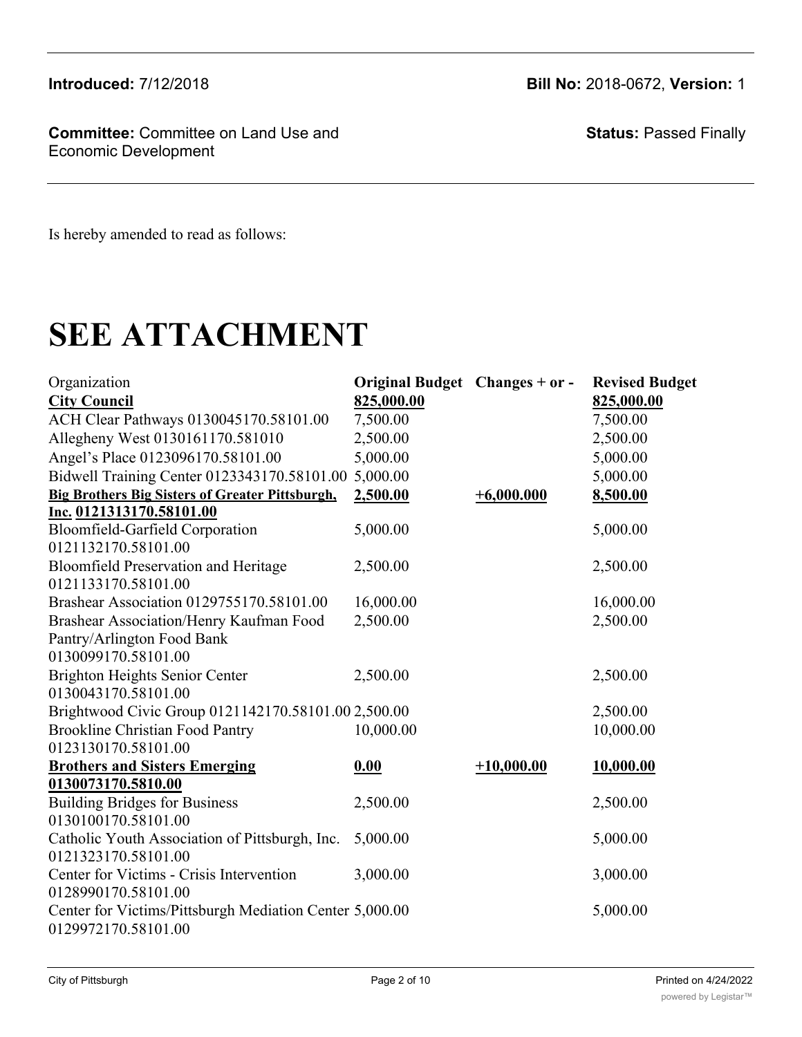**Introduced:** 7/12/2018

**Bill No:** 2018-0672, **Version:** 1

**Committee:** Committee on Land Use and Economic Development

**Status:** Passed Finally

Is hereby amended to read as follows:

# SEE ATTACHMENT

| Organization | **Original Budget** | **Changes + or -** | **Revised Budget** |
|---|---|---|---|
| **City Council** | **825,000.00** | | **825,000.00** |
| ACH Clear Pathways 0130045170.58101.00 | 7,500.00 | | 7,500.00 |
| Allegheny West 0130161170.581010 | 2,500.00 | | 2,500.00 |
| Angel's Place 0123096170.58101.00 | 5,000.00 | | 5,000.00 |
| Bidwell Training Center 0123343170.58101.00 | 5,000.00 | | 5,000.00 |
| **Big Brothers Big Sisters of Greater Pittsburgh, Inc. 0121313170.58101.00** | **2,500.00** | **+6,000.000** | **8,500.00** |
| Bloomfield-Garfield Corporation 0121132170.58101.00 | 5,000.00 | | 5,000.00 |
| Bloomfield Preservation and Heritage 0121133170.58101.00 | 2,500.00 | | 2,500.00 |
| Brashear Association 0129755170.58101.00 | 16,000.00 | | 16,000.00 |
| Brashear Association/Henry Kaufman Food Pantry/Arlington Food Bank 0130099170.58101.00 | 2,500.00 | | 2,500.00 |
| Brighton Heights Senior Center 0130043170.58101.00 | 2,500.00 | | 2,500.00 |
| Brightwood Civic Group 0121142170.58101.00 | 2,500.00 | | 2,500.00 |
| Brookline Christian Food Pantry 0123130170.58101.00 | 10,000.00 | | 10,000.00 |
| **Brothers and Sisters Emerging 0130073170.5810.00** | **0.00** | **+10,000.00** | **10,000.00** |
| Building Bridges for Business 0130100170.58101.00 | 2,500.00 | | 2,500.00 |
| Catholic Youth Association of Pittsburgh, Inc. 0121323170.58101.00 | 5,000.00 | | 5,000.00 |
| Center for Victims - Crisis Intervention 0128990170.58101.00 | 3,000.00 | | 3,000.00 |
| Center for Victims/Pittsburgh Mediation Center 0129972170.58101.00 | 5,000.00 | | 5,000.00 |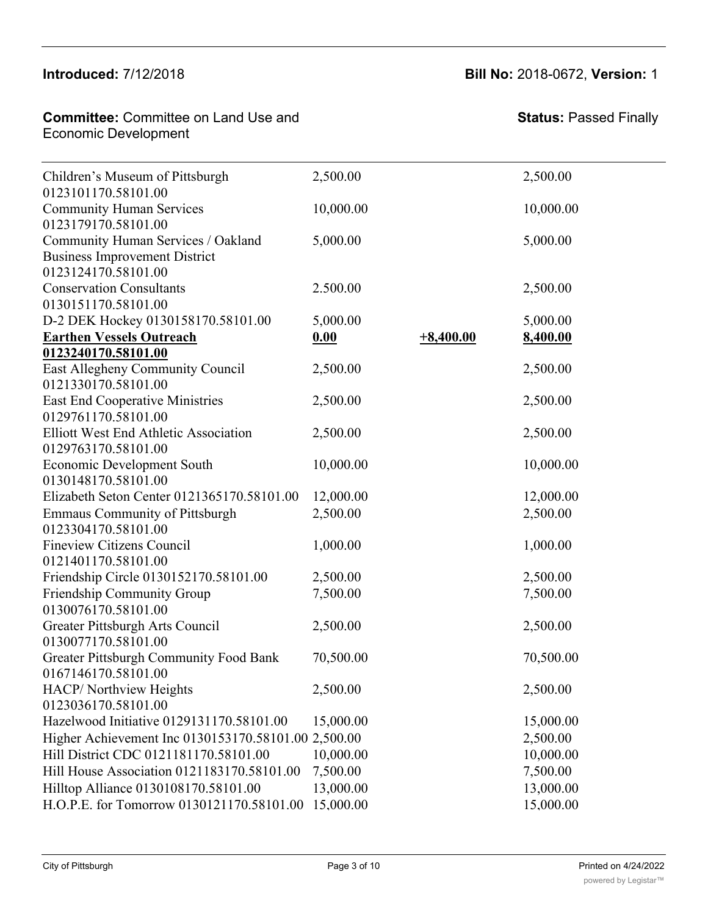**Introduced:** 7/12/2018 **Bill No:** 2018-0672, **Version:** 1

**Committee:** Committee on Land Use and Economic Development **Status:** Passed Finally

| | | | |
|---|---|---|---|
| Children's Museum of Pittsburgh 0123101170.58101.00 | 2,500.00 | | 2,500.00 |
| Community Human Services 0123179170.58101.00 | 10,000.00 | | 10,000.00 |
| Community Human Services / Oakland Business Improvement District 0123124170.58101.00 | 5,000.00 | | 5,000.00 |
| Conservation Consultants 0130151170.58101.00 | 2.500.00 | | 2,500.00 |
| D-2 DEK Hockey 0130158170.58101.00 | 5,000.00 | | 5,000.00 |
| **Earthen Vessels Outreach 0123240170.58101.00** | **0.00** | **+8,400.00** | **8,400.00** |
| East Allegheny Community Council 0121330170.58101.00 | 2,500.00 | | 2,500.00 |
| East End Cooperative Ministries 0129761170.58101.00 | 2,500.00 | | 2,500.00 |
| Elliott West End Athletic Association 0129763170.58101.00 | 2,500.00 | | 2,500.00 |
| Economic Development South 0130148170.58101.00 | 10,000.00 | | 10,000.00 |
| Elizabeth Seton Center 0121365170.58101.00 | 12,000.00 | | 12,000.00 |
| Emmaus Community of Pittsburgh 0123304170.58101.00 | 2,500.00 | | 2,500.00 |
| Fineview Citizens Council 0121401170.58101.00 | 1,000.00 | | 1,000.00 |
| Friendship Circle 0130152170.58101.00 | 2,500.00 | | 2,500.00 |
| Friendship Community Group 0130076170.58101.00 | 7,500.00 | | 7,500.00 |
| Greater Pittsburgh Arts Council 0130077170.58101.00 | 2,500.00 | | 2,500.00 |
| Greater Pittsburgh Community Food Bank 0167146170.58101.00 | 70,500.00 | | 70,500.00 |
| HACP/ Northview Heights 0123036170.58101.00 | 2,500.00 | | 2,500.00 |
| Hazelwood Initiative 0129131170.58101.00 | 15,000.00 | | 15,000.00 |
| Higher Achievement Inc 0130153170.58101.00 | 2,500.00 | | 2,500.00 |
| Hill District CDC 0121181170.58101.00 | 10,000.00 | | 10,000.00 |
| Hill House Association 0121183170.58101.00 | 7,500.00 | | 7,500.00 |
| Hilltop Alliance 0130108170.58101.00 | 13,000.00 | | 13,000.00 |
| H.O.P.E. for Tomorrow 0130121170.58101.00 | 15,000.00 | | 15,000.00 |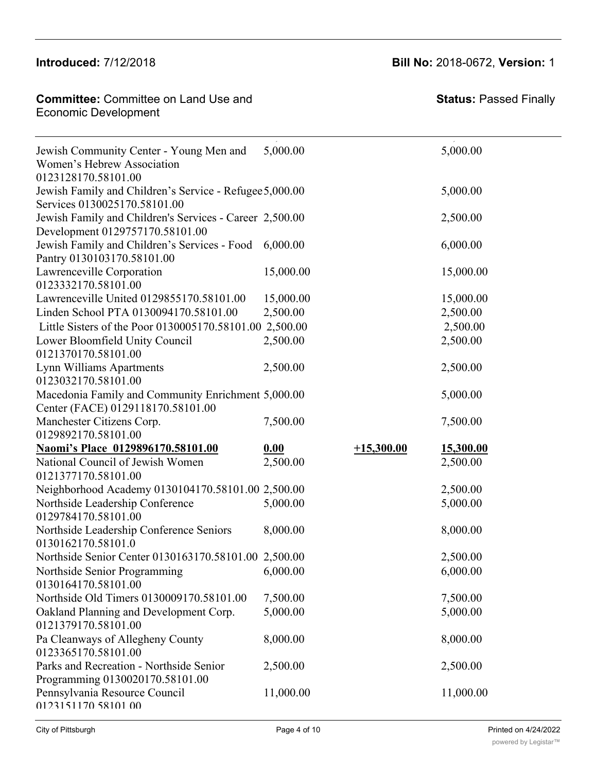| | | | |
|---|---|---|---|
| Jewish Community Center - Young Men and Women's Hebrew Association 0123128170.58101.00 | 5,000.00 | | 5,000.00 |
| Jewish Family and Children's Service - Refugee Services 0130025170.58101.00 | 5,000.00 | | 5,000.00 |
| Jewish Family and Children's Services - Career Development 0129757170.58101.00 | 2,500.00 | | 2,500.00 |
| Jewish Family and Children's Services - Food Pantry 0130103170.58101.00 | 6,000.00 | | 6,000.00 |
| Lawrenceville Corporation 0123332170.58101.00 | 15,000.00 | | 15,000.00 |
| Lawrenceville United 0129855170.58101.00 | 15,000.00 | | 15,000.00 |
| Linden School PTA 0130094170.58101.00 | 2,500.00 | | 2,500.00 |
| Little Sisters of the Poor 0130005170.58101.00 | 2,500.00 | | 2,500.00 |
| Lower Bloomfield Unity Council 0121370170.58101.00 | 2,500.00 | | 2,500.00 |
| Lynn Williams Apartments 0123032170.58101.00 | 2,500.00 | | 2,500.00 |
| Macedonia Family and Community Enrichment Center (FACE) 0129118170.58101.00 | 5,000.00 | | 5,000.00 |
| Manchester Citizens Corp. 0129892170.58101.00 | 7,500.00 | | 7,500.00 |
| **Naomi's Place 0129896170.58101.00** | **0.00** | **+15,300.00** | **15,300.00** |
| National Council of Jewish Women 0121377170.58101.00 | 2,500.00 | | 2,500.00 |
| Neighborhood Academy 0130104170.58101.00 | 2,500.00 | | 2,500.00 |
| Northside Leadership Conference 0129784170.58101.00 | 5,000.00 | | 5,000.00 |
| Northside Leadership Conference Seniors 0130162170.58101.0 | 8,000.00 | | 8,000.00 |
| Northside Senior Center 0130163170.58101.00 | 2,500.00 | | 2,500.00 |
| Northside Senior Programming 0130164170.58101.00 | 6,000.00 | | 6,000.00 |
| Northside Old Timers 0130009170.58101.00 | 7,500.00 | | 7,500.00 |
| Oakland Planning and Development Corp. 0121379170.58101.00 | 5,000.00 | | 5,000.00 |
| Pa Cleanways of Allegheny County 0123365170.58101.00 | 8,000.00 | | 8,000.00 |
| Parks and Recreation - Northside Senior Programming 0130020170.58101.00 | 2,500.00 | | 2,500.00 |
| Pennsylvania Resource Council 0123151170.58101.00 | 11,000.00 | | 11,000.00 |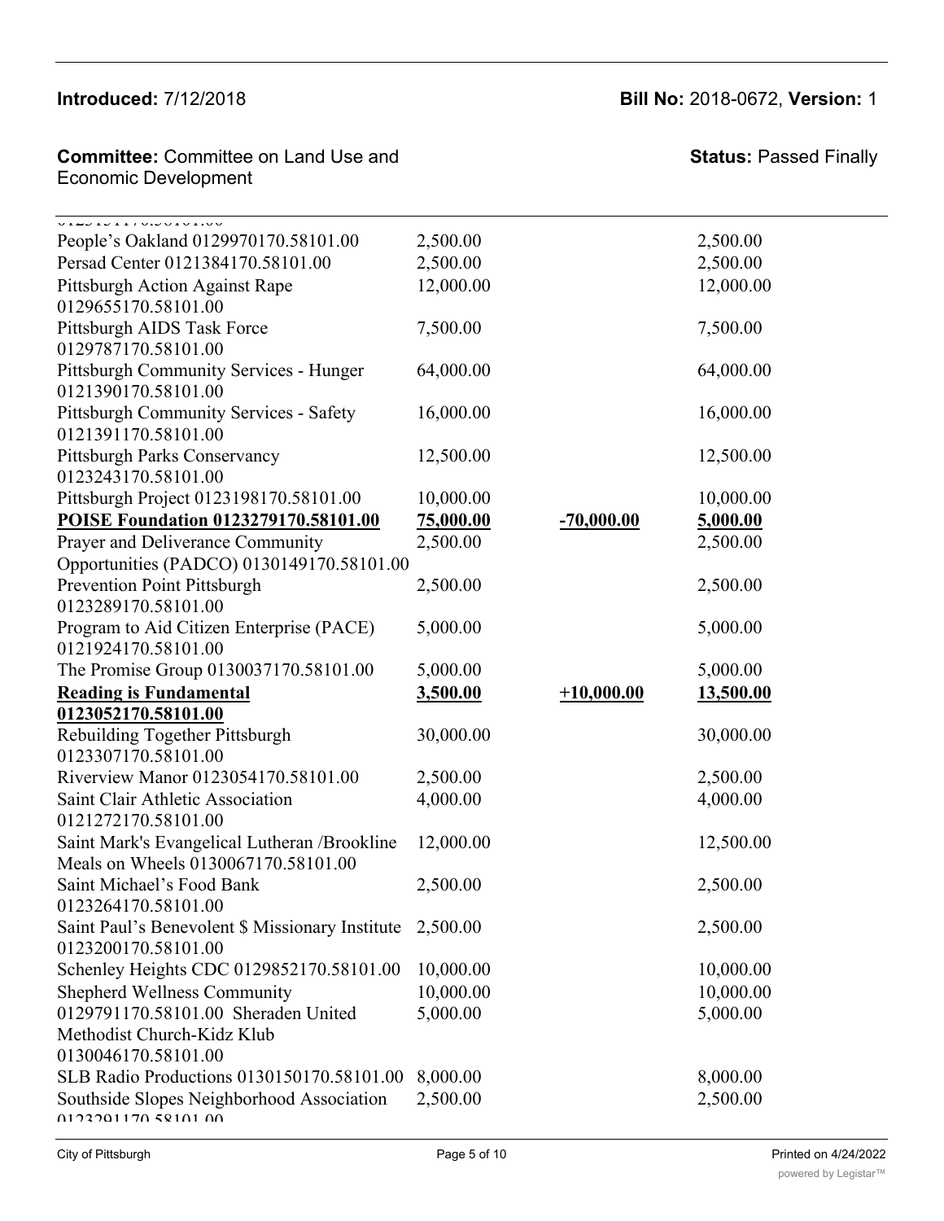| | | | |
|---|---|---|---|
| People's Oakland 0129970170.58101.00 | 2,500.00 | | 2,500.00 |
| Persad Center 0121384170.58101.00 | 2,500.00 | | 2,500.00 |
| Pittsburgh Action Against Rape 0129655170.58101.00 | 12,000.00 | | 12,000.00 |
| Pittsburgh AIDS Task Force 0129787170.58101.00 | 7,500.00 | | 7,500.00 |
| Pittsburgh Community Services - Hunger 0121390170.58101.00 | 64,000.00 | | 64,000.00 |
| Pittsburgh Community Services - Safety 0121391170.58101.00 | 16,000.00 | | 16,000.00 |
| Pittsburgh Parks Conservancy 0123243170.58101.00 | 12,500.00 | | 12,500.00 |
| Pittsburgh Project 0123198170.58101.00 | 10,000.00 | | 10,000.00 |
| **POISE Foundation 0123279170.58101.00** | **75,000.00** | **-70,000.00** | **5,000.00** |
| Prayer and Deliverance Community Opportunities (PADCO) 0130149170.58101.00 | 2,500.00 | | 2,500.00 |
| Prevention Point Pittsburgh 0123289170.58101.00 | 2,500.00 | | 2,500.00 |
| Program to Aid Citizen Enterprise (PACE) 0121924170.58101.00 | 5,000.00 | | 5,000.00 |
| The Promise Group 0130037170.58101.00 | 5,000.00 | | 5,000.00 |
| **Reading is Fundamental 0123052170.58101.00** | **3,500.00** | **+10,000.00** | **13,500.00** |
| Rebuilding Together Pittsburgh 0123307170.58101.00 | 30,000.00 | | 30,000.00 |
| Riverview Manor 0123054170.58101.00 | 2,500.00 | | 2,500.00 |
| Saint Clair Athletic Association 0121272170.58101.00 | 4,000.00 | | 4,000.00 |
| Saint Mark's Evangelical Lutheran /Brookline Meals on Wheels 0130067170.58101.00 | 12,000.00 | | 12,500.00 |
| Saint Michael's Food Bank 0123264170.58101.00 | 2,500.00 | | 2,500.00 |
| Saint Paul's Benevolent $ Missionary Institute 0123200170.58101.00 | 2,500.00 | | 2,500.00 |
| Schenley Heights CDC 0129852170.58101.00 | 10,000.00 | | 10,000.00 |
| Shepherd Wellness Community 0129791170.58101.00 | 10,000.00 | | 10,000.00 |
| Sheraden United Methodist Church-Kidz Klub 0130046170.58101.00 | 5,000.00 | | 5,000.00 |
| SLB Radio Productions 0130150170.58101.00 | 8,000.00 | | 8,000.00 |
| Southside Slopes Neighborhood Association 0123291170.58101.00 | 2,500.00 | | 2,500.00 |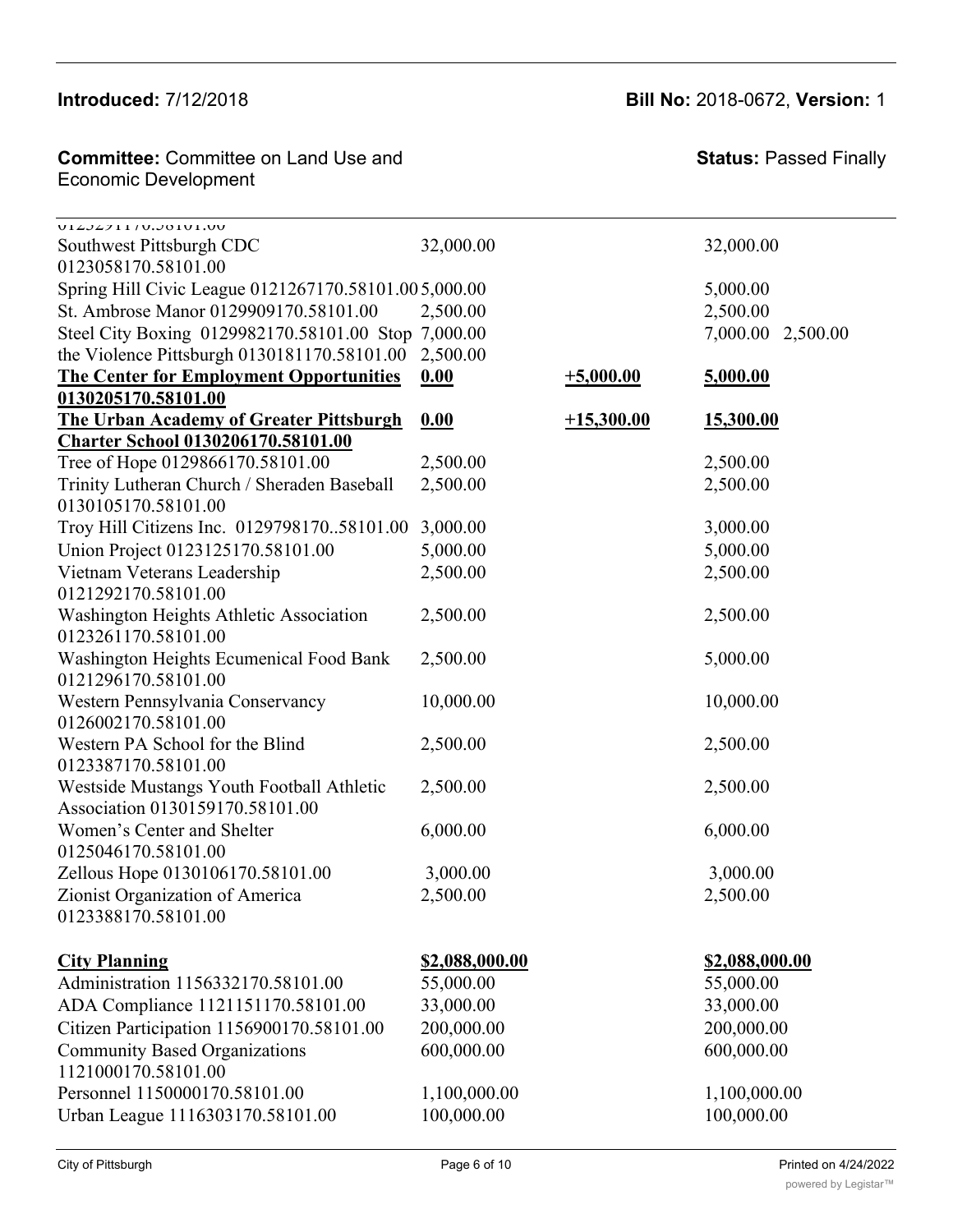| | | | |
|---|---|---|---|
| 0125291170.58101.00 | | | |
| Southwest Pittsburgh CDC 0123058170.58101.00 | 32,000.00 | | 32,000.00 |
| Spring Hill Civic League 0121267170.58101.00 | 5,000.00 | | 5,000.00 |
| St. Ambrose Manor 0129909170.58101.00 | 2,500.00 | | 2,500.00 |
| Steel City Boxing 0129982170.58101.00 | 7,000.00 | | 7,000.00 |
| Stop the Violence Pittsburgh 0130181170.58101.00 | 2,500.00 | | 2,500.00 |
| **The Center for Employment Opportunities 0130205170.58101.00** | **0.00** | **+5,000.00** | **5,000.00** |
| **The Urban Academy of Greater Pittsburgh Charter School 0130206170.58101.00** | **0.00** | **+15,300.00** | **15,300.00** |
| Tree of Hope 0129866170.58101.00 | 2,500.00 | | 2,500.00 |
| Trinity Lutheran Church / Sheraden Baseball 0130105170.58101.00 | 2,500.00 | | 2,500.00 |
| Troy Hill Citizens Inc. 0129798170..58101.00 | 3,000.00 | | 3,000.00 |
| Union Project 0123125170.58101.00 | 5,000.00 | | 5,000.00 |
| Vietnam Veterans Leadership 0121292170.58101.00 | 2,500.00 | | 2,500.00 |
| Washington Heights Athletic Association 0123261170.58101.00 | 2,500.00 | | 2,500.00 |
| Washington Heights Ecumenical Food Bank 0121296170.58101.00 | 2,500.00 | | 5,000.00 |
| Western Pennsylvania Conservancy 0126002170.58101.00 | 10,000.00 | | 10,000.00 |
| Western PA School for the Blind 0123387170.58101.00 | 2,500.00 | | 2,500.00 |
| Westside Mustangs Youth Football Athletic Association 0130159170.58101.00 | 2,500.00 | | 2,500.00 |
| Women's Center and Shelter 0125046170.58101.00 | 6,000.00 | | 6,000.00 |
| Zellous Hope 0130106170.58101.00 | 3,000.00 | | 3,000.00 |
| Zionist Organization of America 0123388170.58101.00 | 2,500.00 | | 2,500.00 |
| **City Planning** | **$2,088,000.00** | | **$2,088,000.00** |
| Administration 1156332170.58101.00 | 55,000.00 | | 55,000.00 |
| ADA Compliance 1121151170.58101.00 | 33,000.00 | | 33,000.00 |
| Citizen Participation 1156900170.58101.00 | 200,000.00 | | 200,000.00 |
| Community Based Organizations 1121000170.58101.00 | 600,000.00 | | 600,000.00 |
| Personnel 1150000170.58101.00 | 1,100,000.00 | | 1,100,000.00 |
| Urban League 1116303170.58101.00 | 100,000.00 | | 100,000.00 |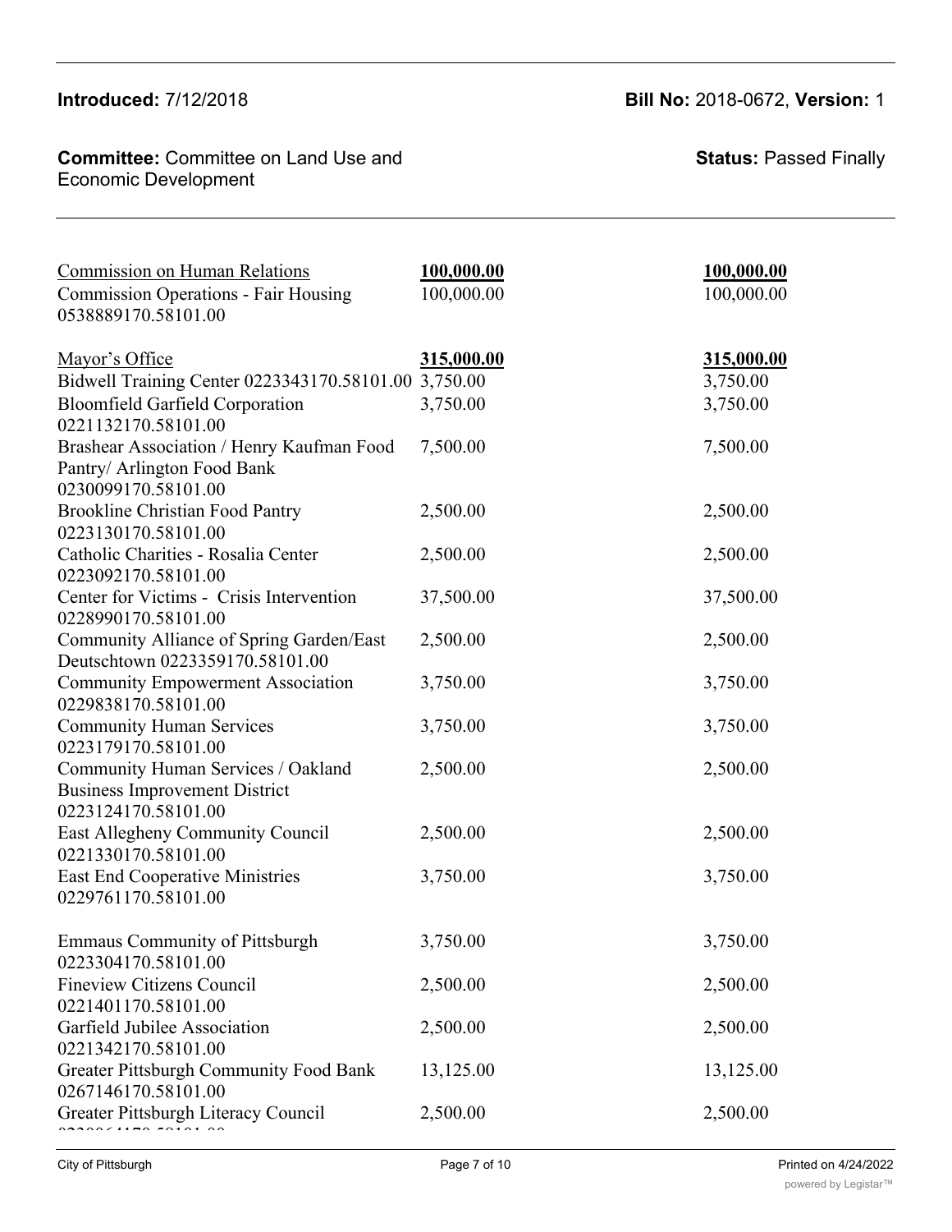**Introduced:** 7/12/2018 **Bill No:** 2018-0672, **Version:** 1

**Committee:** Committee on Land Use and Economic Development **Status:** Passed Finally

| | | |
|---|---|---|
| Commission on Human Relations | **100,000.00** | **100,000.00** |
| Commission Operations - Fair Housing 0538889170.58101.00 | 100,000.00 | 100,000.00 |
| Mayor's Office | **315,000.00** | **315,000.00** |
| Bidwell Training Center 0223343170.58101.00 | 3,750.00 | 3,750.00 |
| Bloomfield Garfield Corporation 0221132170.58101.00 | 3,750.00 | 3,750.00 |
| Brashear Association / Henry Kaufman Food Pantry/ Arlington Food Bank 0230099170.58101.00 | 7,500.00 | 7,500.00 |
| Brookline Christian Food Pantry 0223130170.58101.00 | 2,500.00 | 2,500.00 |
| Catholic Charities - Rosalia Center 0223092170.58101.00 | 2,500.00 | 2,500.00 |
| Center for Victims - Crisis Intervention 0228990170.58101.00 | 37,500.00 | 37,500.00 |
| Community Alliance of Spring Garden/East Deutschtown 0223359170.58101.00 | 2,500.00 | 2,500.00 |
| Community Empowerment Association 0229838170.58101.00 | 3,750.00 | 3,750.00 |
| Community Human Services 0223179170.58101.00 | 3,750.00 | 3,750.00 |
| Community Human Services / Oakland Business Improvement District 0223124170.58101.00 | 2,500.00 | 2,500.00 |
| East Allegheny Community Council 0221330170.58101.00 | 2,500.00 | 2,500.00 |
| East End Cooperative Ministries 0229761170.58101.00 | 3,750.00 | 3,750.00 |
| Emmaus Community of Pittsburgh 0223304170.58101.00 | 3,750.00 | 3,750.00 |
| Fineview Citizens Council 0221401170.58101.00 | 2,500.00 | 2,500.00 |
| Garfield Jubilee Association 0221342170.58101.00 | 2,500.00 | 2,500.00 |
| Greater Pittsburgh Community Food Bank 0267146170.58101.00 | 13,125.00 | 13,125.00 |
| Greater Pittsburgh Literacy Council | 2,500.00 | 2,500.00 |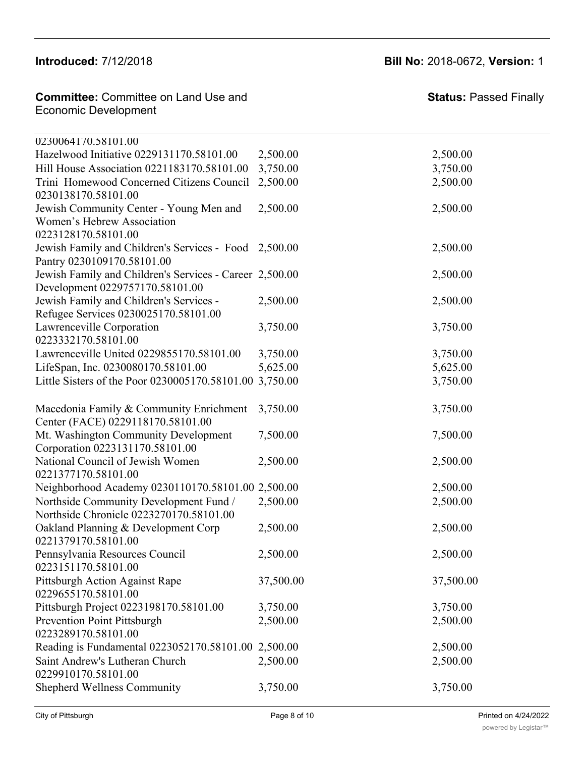| | | |
|---|---|---|
| 0230064170.58101.00 | | |
| Hazelwood Initiative 0229131170.58101.00 | 2,500.00 | 2,500.00 |
| Hill House Association 0221183170.58101.00 | 3,750.00 | 3,750.00 |
| Trini Homewood Concerned Citizens Council 0230138170.58101.00 | 2,500.00 | 2,500.00 |
| Jewish Community Center - Young Men and Women's Hebrew Association 0223128170.58101.00 | 2,500.00 | 2,500.00 |
| Jewish Family and Children's Services - Food Pantry 0230109170.58101.00 | 2,500.00 | 2,500.00 |
| Jewish Family and Children's Services - Career Development 0229757170.58101.00 | 2,500.00 | 2,500.00 |
| Jewish Family and Children's Services - Refugee Services 0230025170.58101.00 | 2,500.00 | 2,500.00 |
| Lawrenceville Corporation 0223332170.58101.00 | 3,750.00 | 3,750.00 |
| Lawrenceville United 0229855170.58101.00 | 3,750.00 | 3,750.00 |
| LifeSpan, Inc. 0230080170.58101.00 | 5,625.00 | 5,625.00 |
| Little Sisters of the Poor 0230005170.58101.00 | 3,750.00 | 3,750.00 |
| Macedonia Family & Community Enrichment Center (FACE) 0229118170.58101.00 | 3,750.00 | 3,750.00 |
| Mt. Washington Community Development Corporation 0223131170.58101.00 | 7,500.00 | 7,500.00 |
| National Council of Jewish Women 0221377170.58101.00 | 2,500.00 | 2,500.00 |
| Neighborhood Academy 0230110170.58101.00 | 2,500.00 | 2,500.00 |
| Northside Community Development Fund / Northside Chronicle 0223270170.58101.00 | 2,500.00 | 2,500.00 |
| Oakland Planning & Development Corp 0221379170.58101.00 | 2,500.00 | 2,500.00 |
| Pennsylvania Resources Council 0223151170.58101.00 | 2,500.00 | 2,500.00 |
| Pittsburgh Action Against Rape 0229655170.58101.00 | 37,500.00 | 37,500.00 |
| Pittsburgh Project 0223198170.58101.00 | 3,750.00 | 3,750.00 |
| Prevention Point Pittsburgh 0223289170.58101.00 | 2,500.00 | 2,500.00 |
| Reading is Fundamental 0223052170.58101.00 | 2,500.00 | 2,500.00 |
| Saint Andrew's Lutheran Church 0229910170.58101.00 | 2,500.00 | 2,500.00 |
| Shepherd Wellness Community | 3,750.00 | 3,750.00 |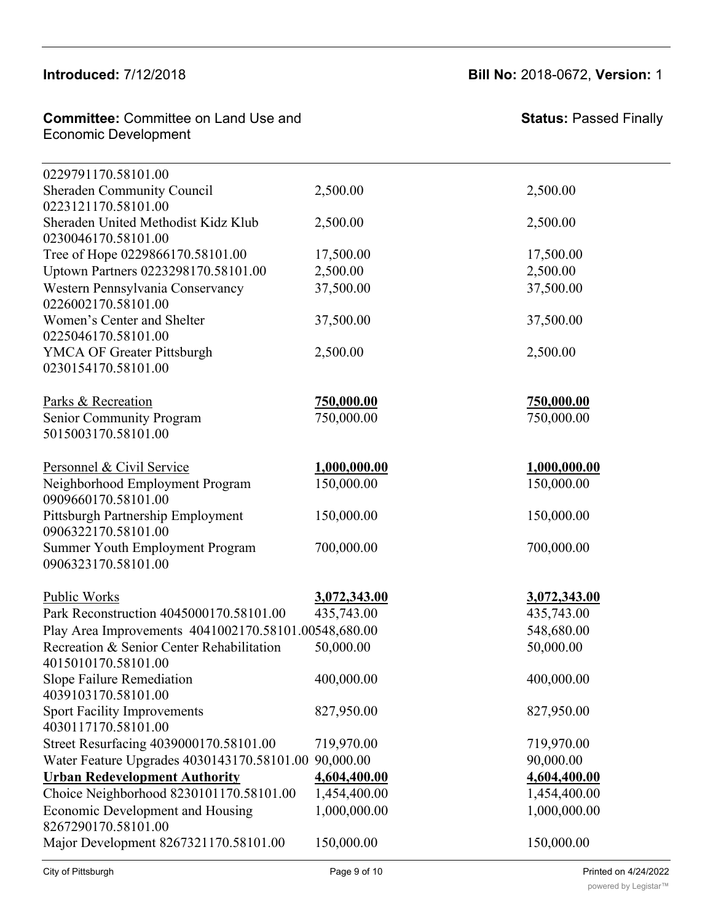| | | |
|---|---|---|
| 0229791170.58101.00 | | |
| Sheraden Community Council 0223121170.58101.00 | 2,500.00 | 2,500.00 |
| Sheraden United Methodist Kidz Klub 0230046170.58101.00 | 2,500.00 | 2,500.00 |
| Tree of Hope 0229866170.58101.00 | 17,500.00 | 17,500.00 |
| Uptown Partners 0223298170.58101.00 | 2,500.00 | 2,500.00 |
| Western Pennsylvania Conservancy 0226002170.58101.00 | 37,500.00 | 37,500.00 |
| Women's Center and Shelter 0225046170.58101.00 | 37,500.00 | 37,500.00 |
| YMCA OF Greater Pittsburgh 0230154170.58101.00 | 2,500.00 | 2,500.00 |
| Parks & Recreation | **750,000.00** | **750,000.00** |
| Senior Community Program 5015003170.58101.00 | 750,000.00 | 750,000.00 |
| Personnel & Civil Service | **1,000,000.00** | **1,000,000.00** |
| Neighborhood Employment Program 0909660170.58101.00 | 150,000.00 | 150,000.00 |
| Pittsburgh Partnership Employment 0906322170.58101.00 | 150,000.00 | 150,000.00 |
| Summer Youth Employment Program 0906323170.58101.00 | 700,000.00 | 700,000.00 |
| Public Works | **3,072,343.00** | **3,072,343.00** |
| Park Reconstruction 4045000170.58101.00 | 435,743.00 | 435,743.00 |
| Play Area Improvements 4041002170.58101.00 | 548,680.00 | 548,680.00 |
| Recreation & Senior Center Rehabilitation 4015010170.58101.00 | 50,000.00 | 50,000.00 |
| Slope Failure Remediation 4039103170.58101.00 | 400,000.00 | 400,000.00 |
| Sport Facility Improvements 4030117170.58101.00 | 827,950.00 | 827,950.00 |
| Street Resurfacing 4039000170.58101.00 | 719,970.00 | 719,970.00 |
| Water Feature Upgrades 4030143170.58101.00 | 90,000.00 | 90,000.00 |
| **Urban Redevelopment Authority** | **4,604,400.00** | **4,604,400.00** |
| Choice Neighborhood 8230101170.58101.00 | 1,454,400.00 | 1,454,400.00 |
| Economic Development and Housing 8267290170.58101.00 | 1,000,000.00 | 1,000,000.00 |
| Major Development 8267321170.58101.00 | 150,000.00 | 150,000.00 |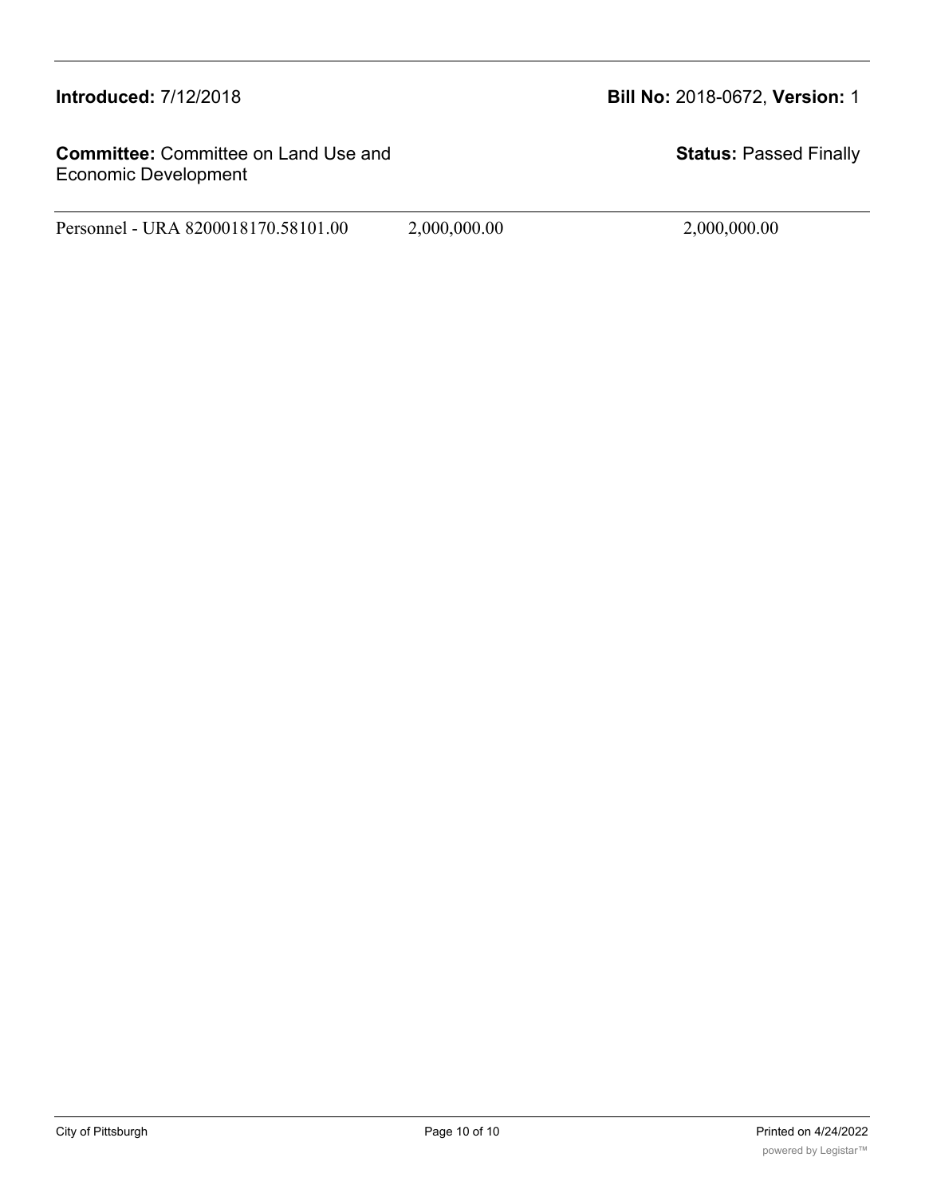**Introduced:** 7/12/2018

**Bill No:** 2018-0672, **Version:** 1

**Committee:** Committee on Land Use and Economic Development

**Status:** Passed Finally

| | | |
|---|---|---|
| Personnel - URA 8200018170.58101.00 | 2,000,000.00 | 2,000,000.00 |